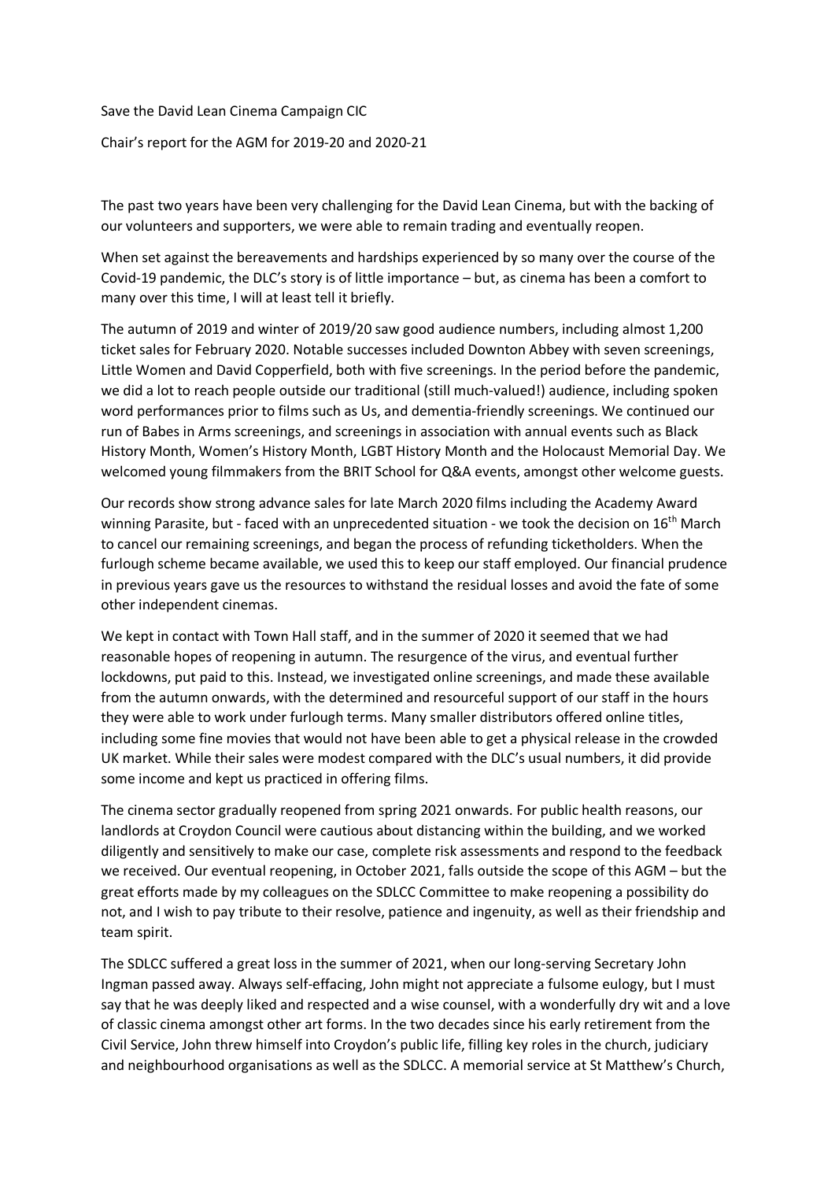Save the David Lean Cinema Campaign CIC

Chair's report for the AGM for 2019-20 and 2020-21

The past two years have been very challenging for the David Lean Cinema, but with the backing of our volunteers and supporters, we were able to remain trading and eventually reopen.

When set against the bereavements and hardships experienced by so many over the course of the Covid-19 pandemic, the DLC's story is of little importance – but, as cinema has been a comfort to many over this time, I will at least tell it briefly.

The autumn of 2019 and winter of 2019/20 saw good audience numbers, including almost 1,200 ticket sales for February 2020. Notable successes included Downton Abbey with seven screenings, Little Women and David Copperfield, both with five screenings. In the period before the pandemic, we did a lot to reach people outside our traditional (still much-valued!) audience, including spoken word performances prior to films such as Us, and dementia-friendly screenings. We continued our run of Babes in Arms screenings, and screenings in association with annual events such as Black History Month, Women's History Month, LGBT History Month and the Holocaust Memorial Day. We welcomed young filmmakers from the BRIT School for Q&A events, amongst other welcome guests.

Our records show strong advance sales for late March 2020 films including the Academy Award winning Parasite, but - faced with an unprecedented situation - we took the decision on 16th March to cancel our remaining screenings, and began the process of refunding ticketholders. When the furlough scheme became available, we used this to keep our staff employed. Our financial prudence in previous years gave us the resources to withstand the residual losses and avoid the fate of some other independent cinemas.

We kept in contact with Town Hall staff, and in the summer of 2020 it seemed that we had reasonable hopes of reopening in autumn. The resurgence of the virus, and eventual further lockdowns, put paid to this. Instead, we investigated online screenings, and made these available from the autumn onwards, with the determined and resourceful support of our staff in the hours they were able to work under furlough terms. Many smaller distributors offered online titles, including some fine movies that would not have been able to get a physical release in the crowded UK market. While their sales were modest compared with the DLC's usual numbers, it did provide some income and kept us practiced in offering films.

The cinema sector gradually reopened from spring 2021 onwards. For public health reasons, our landlords at Croydon Council were cautious about distancing within the building, and we worked diligently and sensitively to make our case, complete risk assessments and respond to the feedback we received. Our eventual reopening, in October 2021, falls outside the scope of this AGM – but the great efforts made by my colleagues on the SDLCC Committee to make reopening a possibility do not, and I wish to pay tribute to their resolve, patience and ingenuity, as well as their friendship and team spirit.

The SDLCC suffered a great loss in the summer of 2021, when our long-serving Secretary John Ingman passed away. Always self-effacing, John might not appreciate a fulsome eulogy, but I must say that he was deeply liked and respected and a wise counsel, with a wonderfully dry wit and a love of classic cinema amongst other art forms. In the two decades since his early retirement from the Civil Service, John threw himself into Croydon's public life, filling key roles in the church, judiciary and neighbourhood organisations as well as the SDLCC. A memorial service at St Matthew's Church,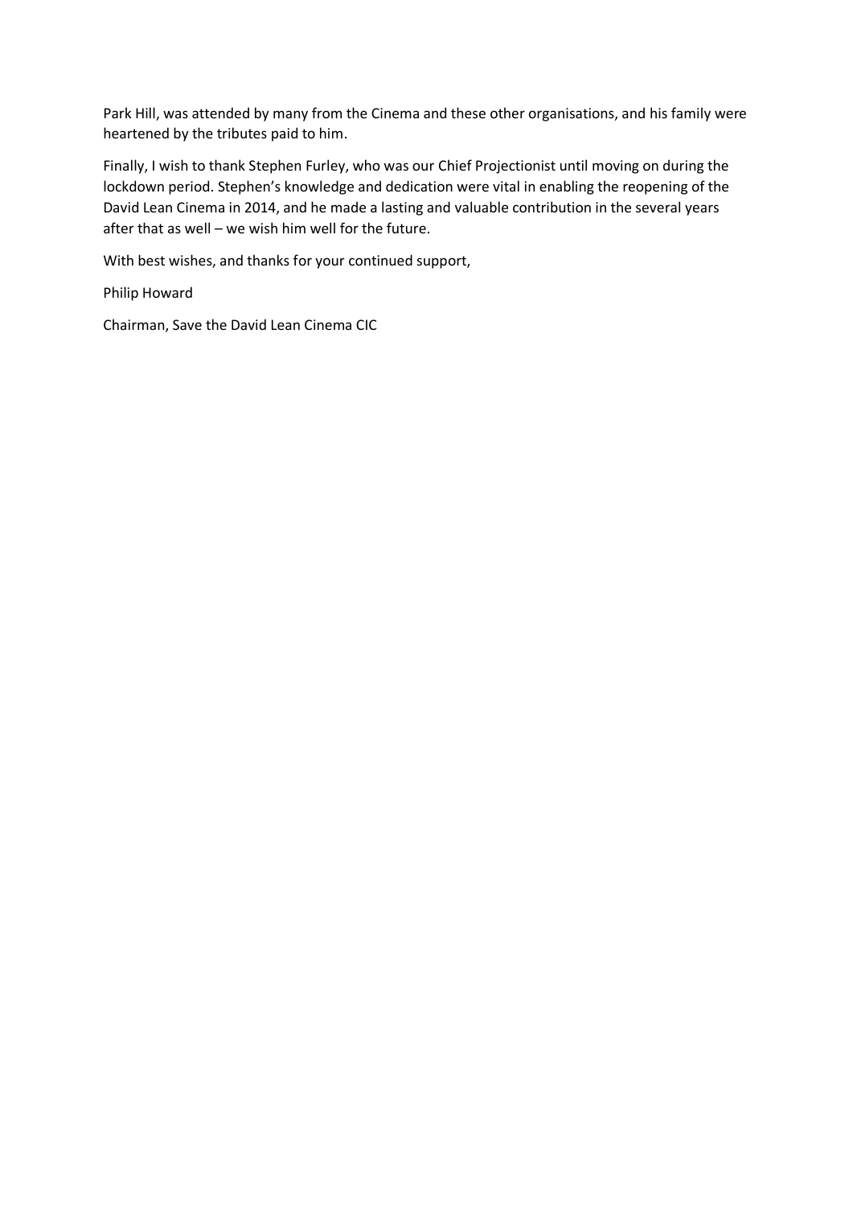Park Hill, was attended by many from the Cinema and these other organisations, and his family were heartened by the tributes paid to him.

Finally, I wish to thank Stephen Furley, who was our Chief Projectionist until moving on during the lockdown period. Stephen's knowledge and dedication were vital in enabling the reopening of the David Lean Cinema in 2014, and he made a lasting and valuable contribution in the several years after that as well – we wish him well for the future.

With best wishes, and thanks for your continued support,

Philip Howard

Chairman, Save the David Lean Cinema CIC